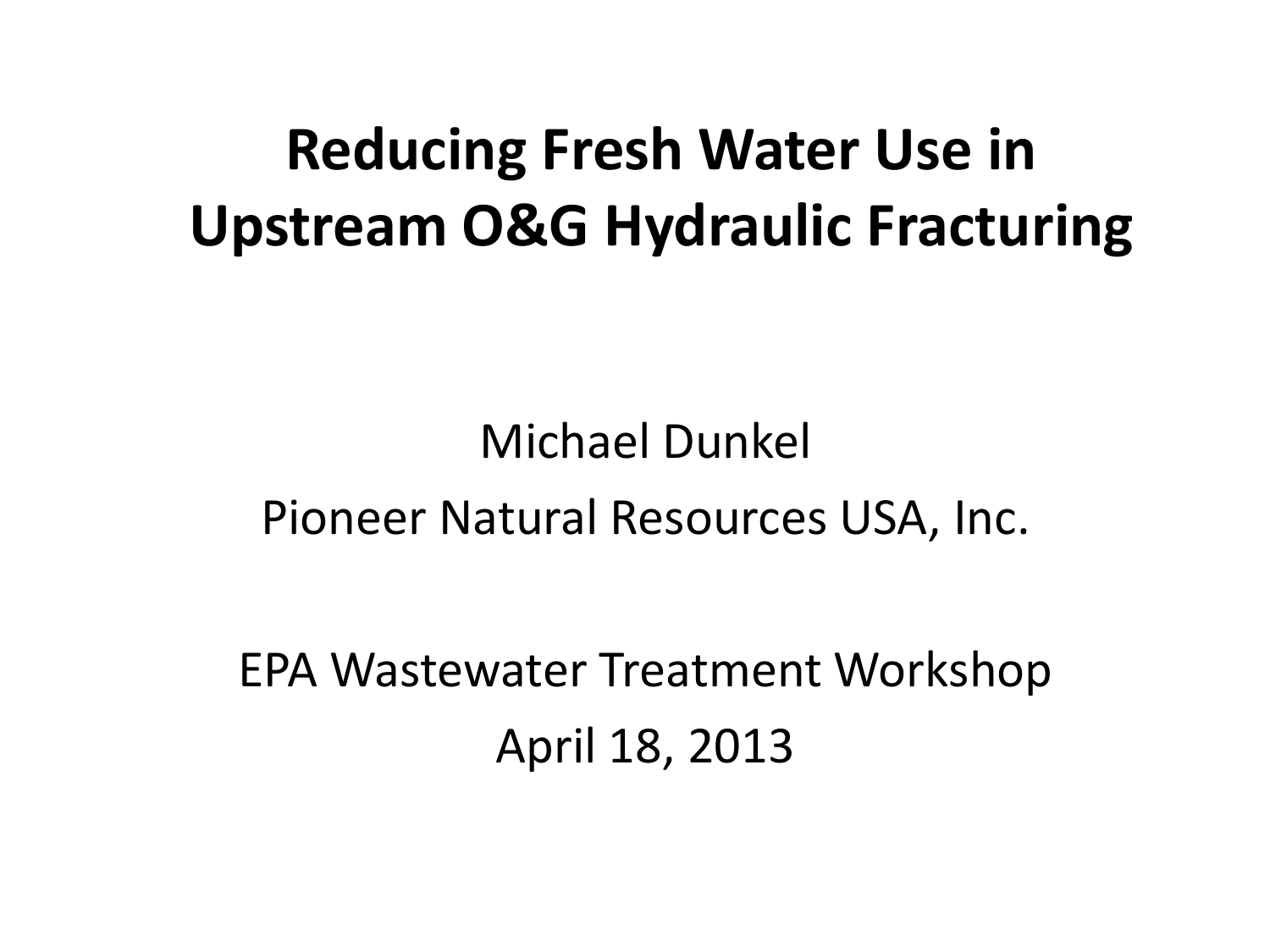# Reducing Fresh Water Use in Upstream O&G Hydraulic Fracturing

Michael Dunkel

Pioneer Natural Resources USA, Inc.

EPA Wastewater Treatment Workshop

April 18, 2013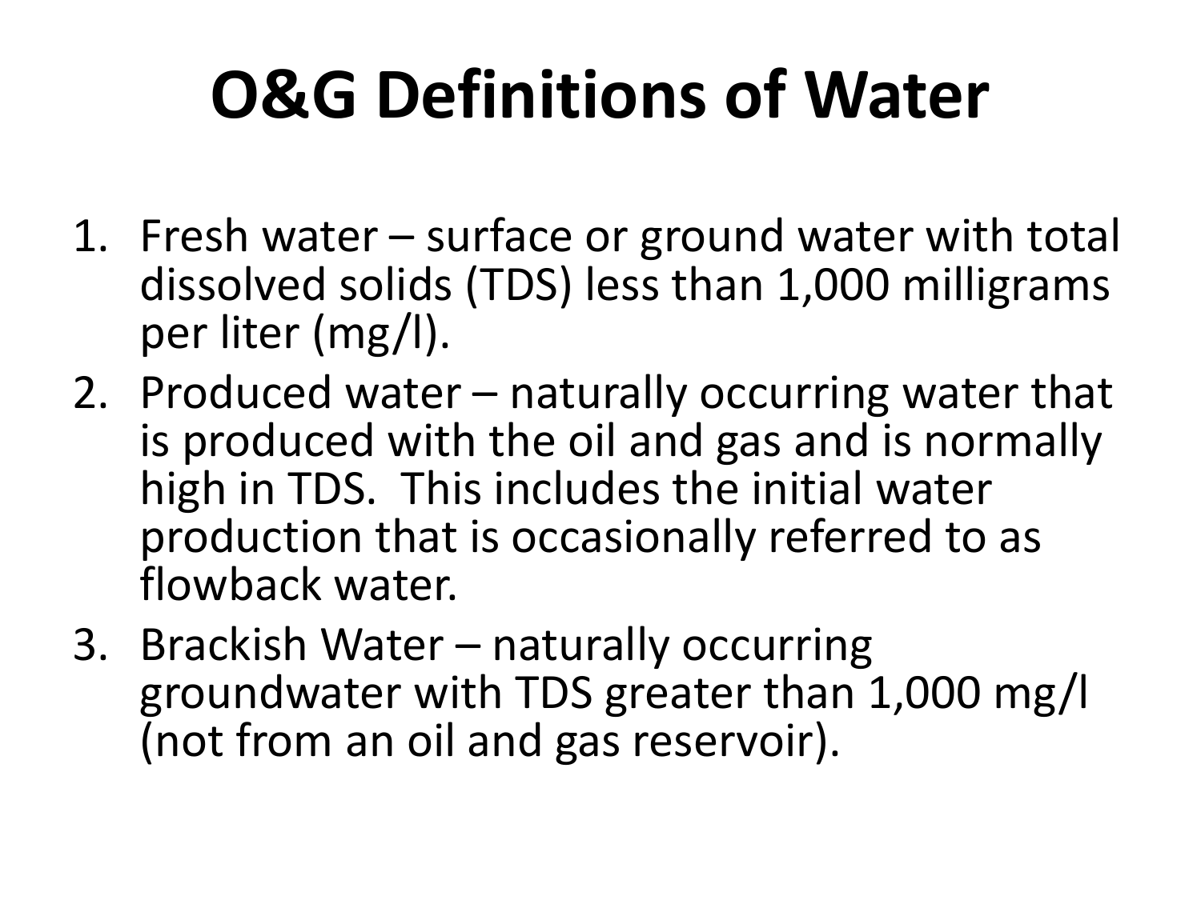# O&G Definitions of Water

1. Fresh water – surface or ground water with total dissolved solids (TDS) less than 1,000 milligrams per liter (mg/l).
2. Produced water – naturally occurring water that is produced with the oil and gas and is normally high in TDS. This includes the initial water production that is occasionally referred to as flowback water.
3. Brackish Water – naturally occurring groundwater with TDS greater than 1,000 mg/l (not from an oil and gas reservoir).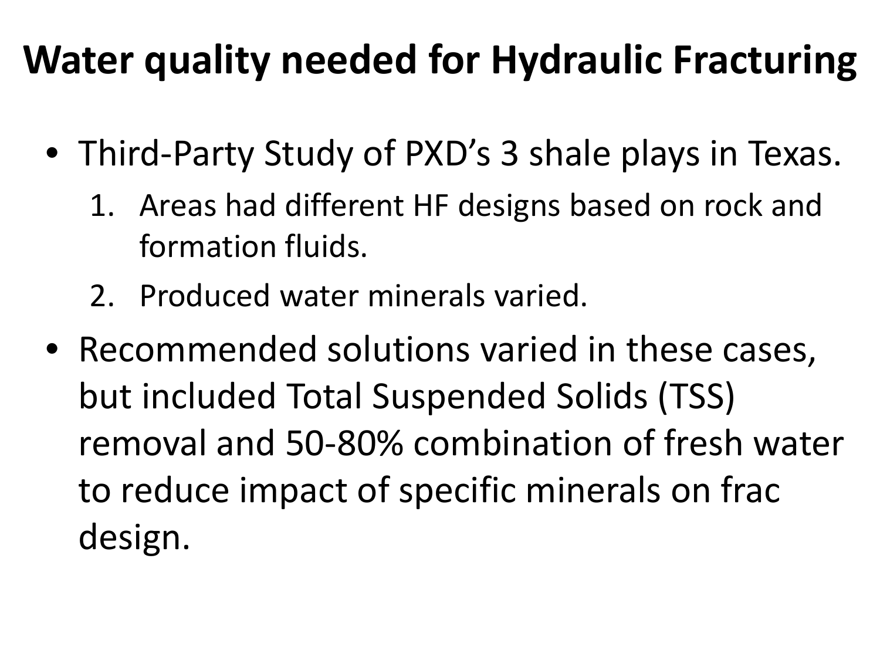# Water quality needed for Hydraulic Fracturing

- Third-Party Study of PXD's 3 shale plays in Texas.
  1. Areas had different HF designs based on rock and formation fluids.
  2. Produced water minerals varied.
- Recommended solutions varied in these cases, but included Total Suspended Solids (TSS) removal and 50-80% combination of fresh water to reduce impact of specific minerals on frac design.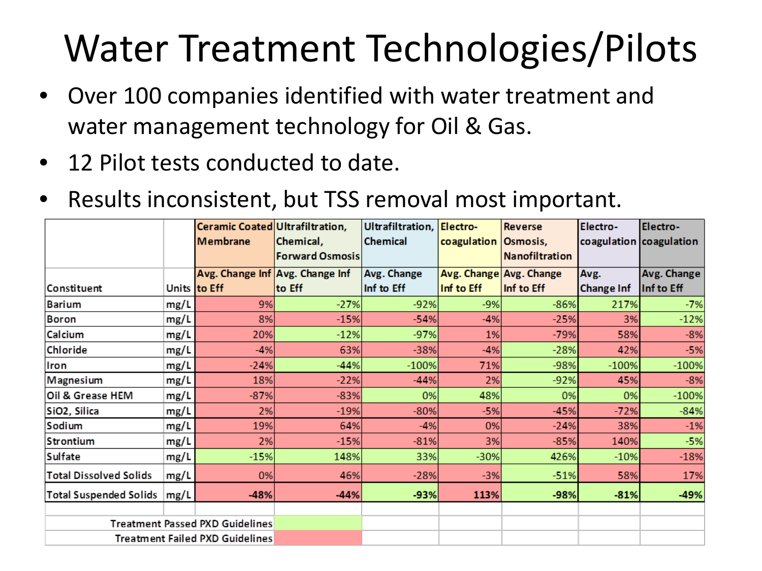# Water Treatment Technologies/Pilots

- Over 100 companies identified with water treatment and water management technology for Oil & Gas.
- 12 Pilot tests conducted to date.
- Results inconsistent, but TSS removal most important.

| | | Ceramic Coated Membrane | Ultrafiltration, Chemical, Forward Osmosis | Ultrafiltration, Chemical | Electro-coagulation | Reverse Osmosis, Nanofiltration | Electro-coagulation | Electro-coagulation |
|---|---|---|---|---|---|---|---|---|
| Constituent | Units | Avg. Change Inf to Eff | Avg. Change Inf to Eff | Avg. Change Inf to Eff | Avg. Change Inf to Eff | Avg. Change Inf to Eff | Avg. Change Inf | Avg. Change Inf to Eff |
| Barium | mg/L | 9% | -27% | -92% | -9% | -86% | 217% | -7% |
| Boron | mg/L | 8% | -15% | -54% | -4% | -25% | 3% | -12% |
| Calcium | mg/L | 20% | -12% | -97% | 1% | -79% | 58% | -8% |
| Chloride | mg/L | -4% | 63% | -38% | -4% | -28% | 42% | -5% |
| Iron | mg/L | -24% | -44% | -100% | 71% | -98% | -100% | -100% |
| Magnesium | mg/L | 18% | -22% | -44% | 2% | -92% | 45% | -8% |
| Oil & Grease HEM | mg/L | -87% | -83% | 0% | 48% | 0% | 0% | -100% |
| SiO2, Silica | mg/L | 2% | -19% | -80% | -5% | -45% | -72% | -84% |
| Sodium | mg/L | 19% | 64% | -4% | 0% | -24% | 38% | -1% |
| Strontium | mg/L | 2% | -15% | -81% | 3% | -85% | 140% | -5% |
| Sulfate | mg/L | -15% | 148% | 33% | -30% | 426% | -10% | -18% |
| Total Dissolved Solids | mg/L | 0% | 46% | -28% | -3% | -51% | 58% | 17% |
| **Total Suspended Solids** | **mg/L** | **-48%** | **-44%** | **-93%** | **113%** | **-98%** | **-81%** | **-49%** |

Legend:
- Treatment Passed PXD Guidelines (green)
- Treatment Failed PXD Guidelines (red)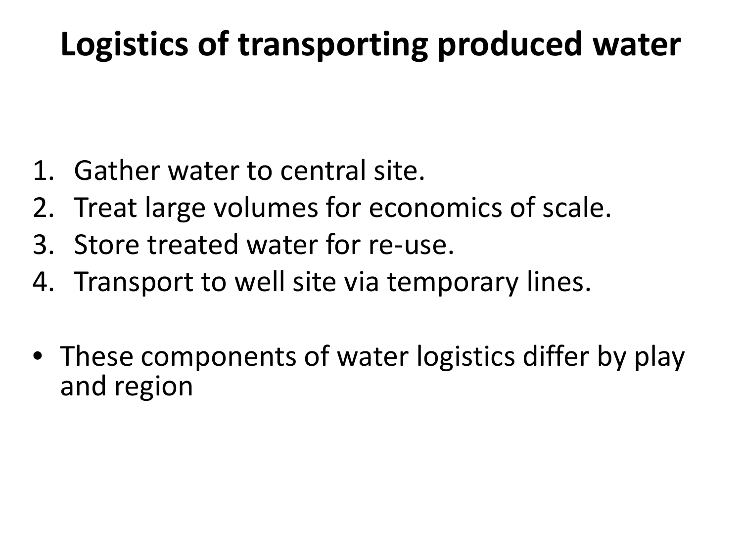# Logistics of transporting produced water

1. Gather water to central site.
2. Treat large volumes for economics of scale.
3. Store treated water for re-use.
4. Transport to well site via temporary lines.

- These components of water logistics differ by play and region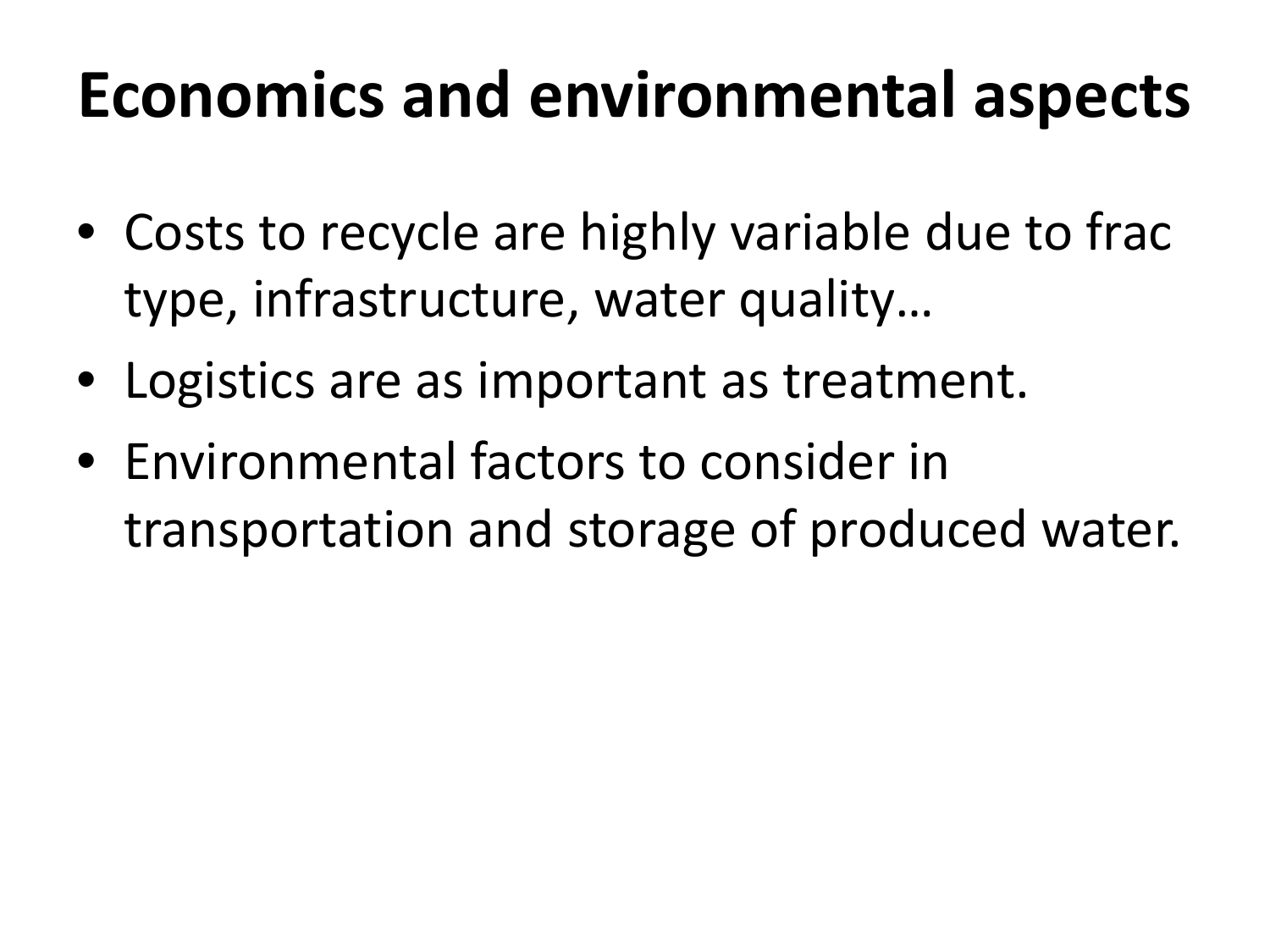# Economics and environmental aspects

- Costs to recycle are highly variable due to frac type, infrastructure, water quality…
- Logistics are as important as treatment.
- Environmental factors to consider in transportation and storage of produced water.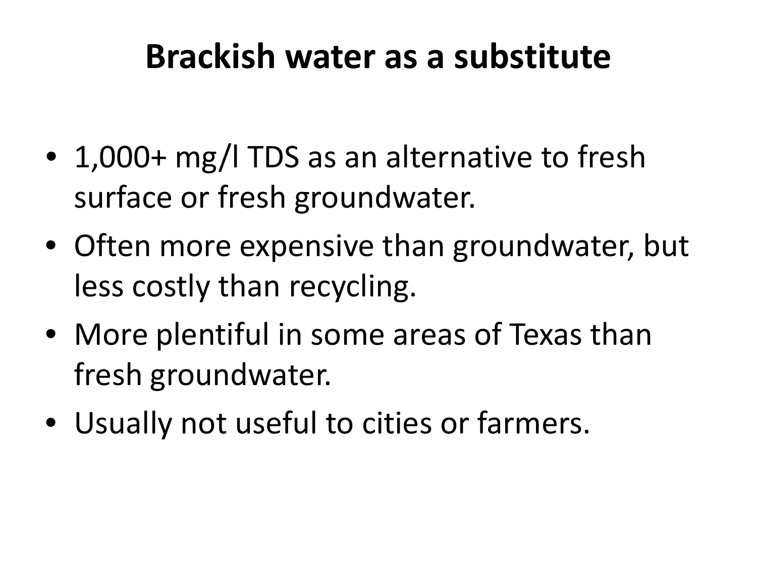# Brackish water as a substitute

- 1,000+ mg/l TDS as an alternative to fresh surface or fresh groundwater.
- Often more expensive than groundwater, but less costly than recycling.
- More plentiful in some areas of Texas than fresh groundwater.
- Usually not useful to cities or farmers.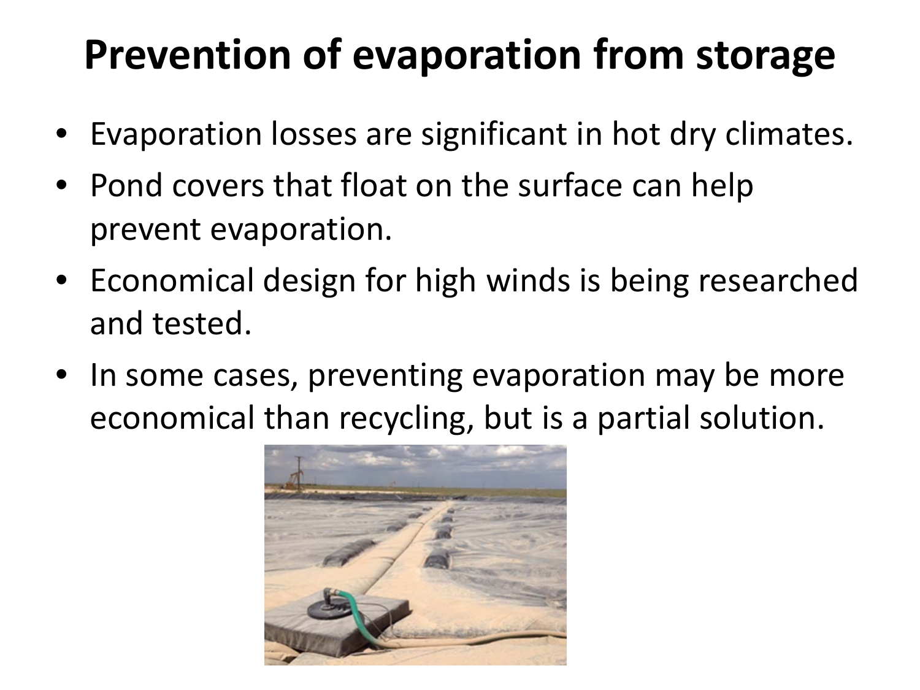# Prevention of evaporation from storage

- Evaporation losses are significant in hot dry climates.
- Pond covers that float on the surface can help prevent evaporation.
- Economical design for high winds is being researched and tested.
- In some cases, preventing evaporation may be more economical than recycling, but is a partial solution.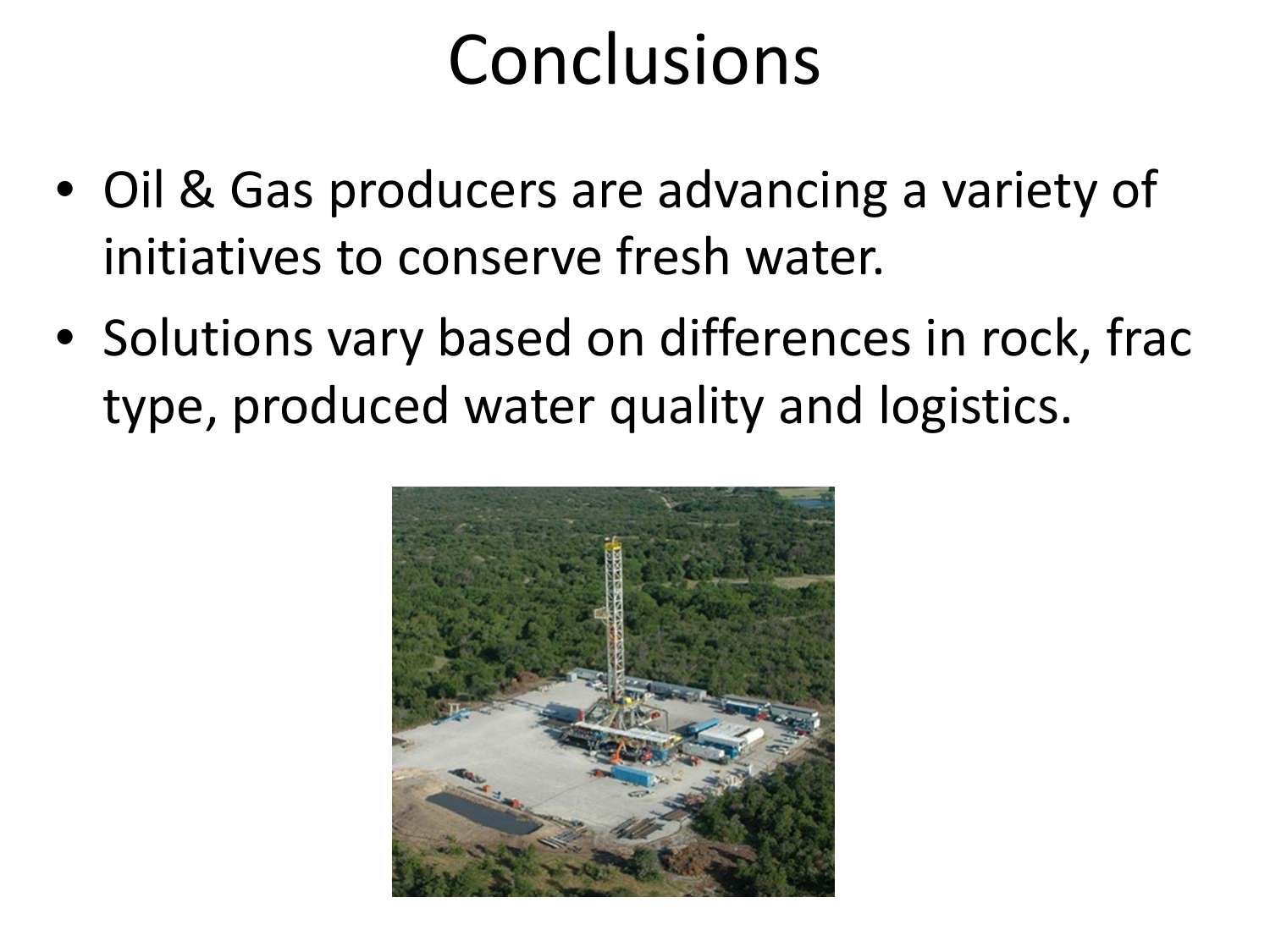# Conclusions

- Oil & Gas producers are advancing a variety of initiatives to conserve fresh water.
- Solutions vary based on differences in rock, frac type, produced water quality and logistics.